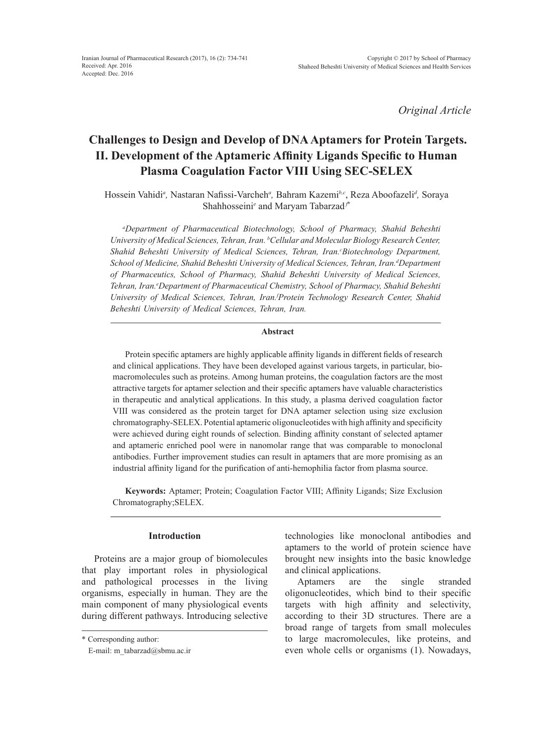*Original Article*

# Challenges to Design and Develop of DNA Aptamers for Protein Targets. II. Development of the Aptameric Affinity Ligands Specific to Human Plasma Coagulation Factor VIII Using SEC-SELEX

Hossein Vahidi[a], Nastaran Nafissi-Varcheh[a], Bahram Kazemi[b,c], Reza Aboofazeli[d], Soraya Shahhosseini[e] and Maryam Tabarzad[f*]

*[a]Department of Pharmaceutical Biotechnology, School of Pharmacy, Shahid Beheshti University of Medical Sciences, Tehran, Iran. [b]Cellular and Molecular Biology Research Center, Shahid Beheshti University of Medical Sciences, Tehran, Iran. [c]Biotechnology Department, School of Medicine, Shahid Beheshti University of Medical Sciences, Tehran, Iran. [d]Department of Pharmaceutics, School of Pharmacy, Shahid Beheshti University of Medical Sciences, Tehran, Iran. [e]Department of Pharmaceutical Chemistry, School of Pharmacy, Shahid Beheshti University of Medical Sciences, Tehran, Iran. [f]Protein Technology Research Center, Shahid Beheshti University of Medical Sciences, Tehran, Iran.*

## Abstract

Protein specific aptamers are highly applicable affinity ligands in different fields of research and clinical applications. They have been developed against various targets, in particular, bio-macromolecules such as proteins. Among human proteins, the coagulation factors are the most attractive targets for aptamer selection and their specific aptamers have valuable characteristics in therapeutic and analytical applications. In this study, a plasma derived coagulation factor VIII was considered as the protein target for DNA aptamer selection using size exclusion chromatography-SELEX. Potential aptameric oligonucleotides with high affinity and specificity were achieved during eight rounds of selection. Binding affinity constant of selected aptamer and aptameric enriched pool were in nanomolar range that was comparable to monoclonal antibodies. Further improvement studies can result in aptamers that are more promising as an industrial affinity ligand for the purification of anti-hemophilia factor from plasma source.

**Keywords:** Aptamer; Protein; Coagulation Factor VIII; Affinity Ligands; Size Exclusion Chromatography;SELEX.

## Introduction

Proteins are a major group of biomolecules that play important roles in physiological and pathological processes in the living organisms, especially in human. They are the main component of many physiological events during different pathways. Introducing selective technologies like monoclonal antibodies and aptamers to the world of protein science have brought new insights into the basic knowledge and clinical applications.

Aptamers are the single stranded oligonucleotides, which bind to their specific targets with high affinity and selectivity, according to their 3D structures. There are a broad range of targets from small molecules to large macromolecules, like proteins, and even whole cells or organisms (1). Nowadays,

\* Corresponding author:
E-mail: m_tabarzad@sbmu.ac.ir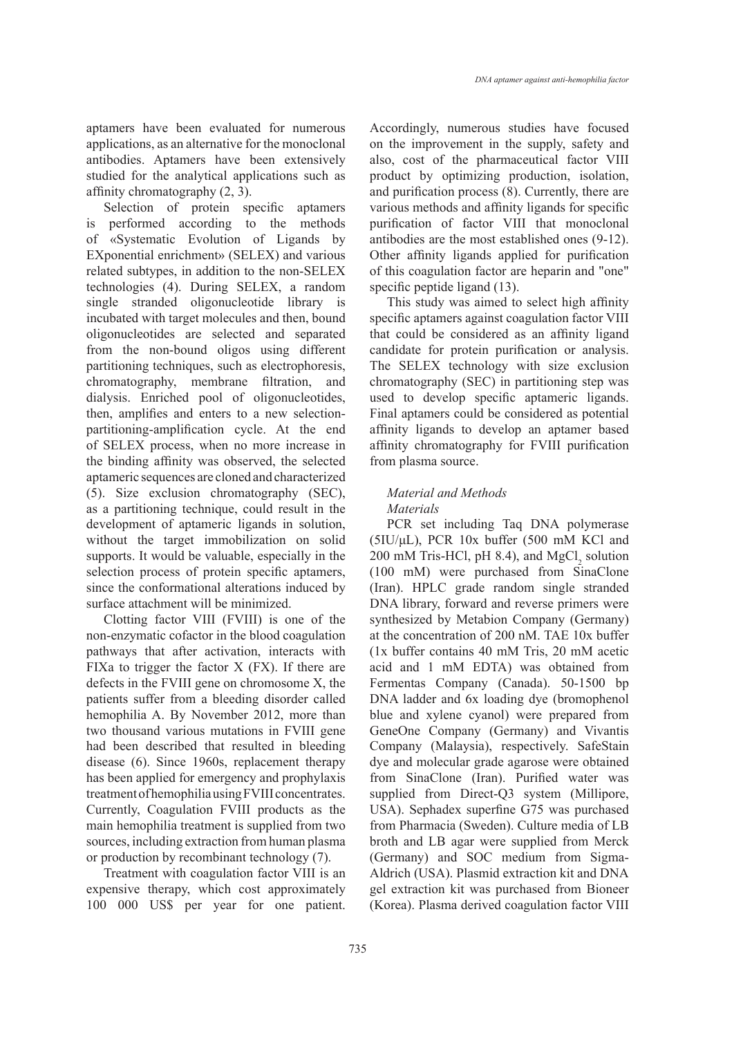aptamers have been evaluated for numerous applications, as an alternative for the monoclonal antibodies. Aptamers have been extensively studied for the analytical applications such as affinity chromatography (2, 3).

Selection of protein specific aptamers is performed according to the methods of «Systematic Evolution of Ligands by EXponential enrichment» (SELEX) and various related subtypes, in addition to the non-SELEX technologies (4). During SELEX, a random single stranded oligonucleotide library is incubated with target molecules and then, bound oligonucleotides are selected and separated from the non-bound oligos using different partitioning techniques, such as electrophoresis, chromatography, membrane filtration, and dialysis. Enriched pool of oligonucleotides, then, amplifies and enters to a new selection-partitioning-amplification cycle. At the end of SELEX process, when no more increase in the binding affinity was observed, the selected aptameric sequences are cloned and characterized (5). Size exclusion chromatography (SEC), as a partitioning technique, could result in the development of aptameric ligands in solution, without the target immobilization on solid supports. It would be valuable, especially in the selection process of protein specific aptamers, since the conformational alterations induced by surface attachment will be minimized.

Clotting factor VIII (FVIII) is one of the non-enzymatic cofactor in the blood coagulation pathways that after activation, interacts with FIXa to trigger the factor X (FX). If there are defects in the FVIII gene on chromosome X, the patients suffer from a bleeding disorder called hemophilia A. By November 2012, more than two thousand various mutations in FVIII gene had been described that resulted in bleeding disease (6). Since 1960s, replacement therapy has been applied for emergency and prophylaxis treatment of hemophilia using FVIII concentrates. Currently, Coagulation FVIII products as the main hemophilia treatment is supplied from two sources, including extraction from human plasma or production by recombinant technology (7).

Treatment with coagulation factor VIII is an expensive therapy, which cost approximately 100 000 US$ per year for one patient. Accordingly, numerous studies have focused on the improvement in the supply, safety and also, cost of the pharmaceutical factor VIII product by optimizing production, isolation, and purification process (8). Currently, there are various methods and affinity ligands for specific purification of factor VIII that monoclonal antibodies are the most established ones (9-12). Other affinity ligands applied for purification of this coagulation factor are heparin and "one" specific peptide ligand (13).

This study was aimed to select high affinity specific aptamers against coagulation factor VIII that could be considered as an affinity ligand candidate for protein purification or analysis. The SELEX technology with size exclusion chromatography (SEC) in partitioning step was used to develop specific aptameric ligands. Final aptamers could be considered as potential affinity ligands to develop an aptamer based affinity chromatography for FVIII purification from plasma source.

## *Material and Methods*

### *Materials*

PCR set including Taq DNA polymerase (5IU/μL), PCR 10x buffer (500 mM KCl and 200 mM Tris-HCl, pH 8.4), and $MgCl_2$ solution (100 mM) were purchased from SinaClone (Iran). HPLC grade random single stranded DNA library, forward and reverse primers were synthesized by Metabion Company (Germany) at the concentration of 200 nM. TAE 10x buffer (1x buffer contains 40 mM Tris, 20 mM acetic acid and 1 mM EDTA) was obtained from Fermentas Company (Canada). 50-1500 bp DNA ladder and 6x loading dye (bromophenol blue and xylene cyanol) were prepared from GeneOne Company (Germany) and Vivantis Company (Malaysia), respectively. SafeStain dye and molecular grade agarose were obtained from SinaClone (Iran). Purified water was supplied from Direct-Q3 system (Millipore, USA). Sephadex superfine G75 was purchased from Pharmacia (Sweden). Culture media of LB broth and LB agar were supplied from Merck (Germany) and SOC medium from Sigma-Aldrich (USA). Plasmid extraction kit and DNA gel extraction kit was purchased from Bioneer (Korea). Plasma derived coagulation factor VIII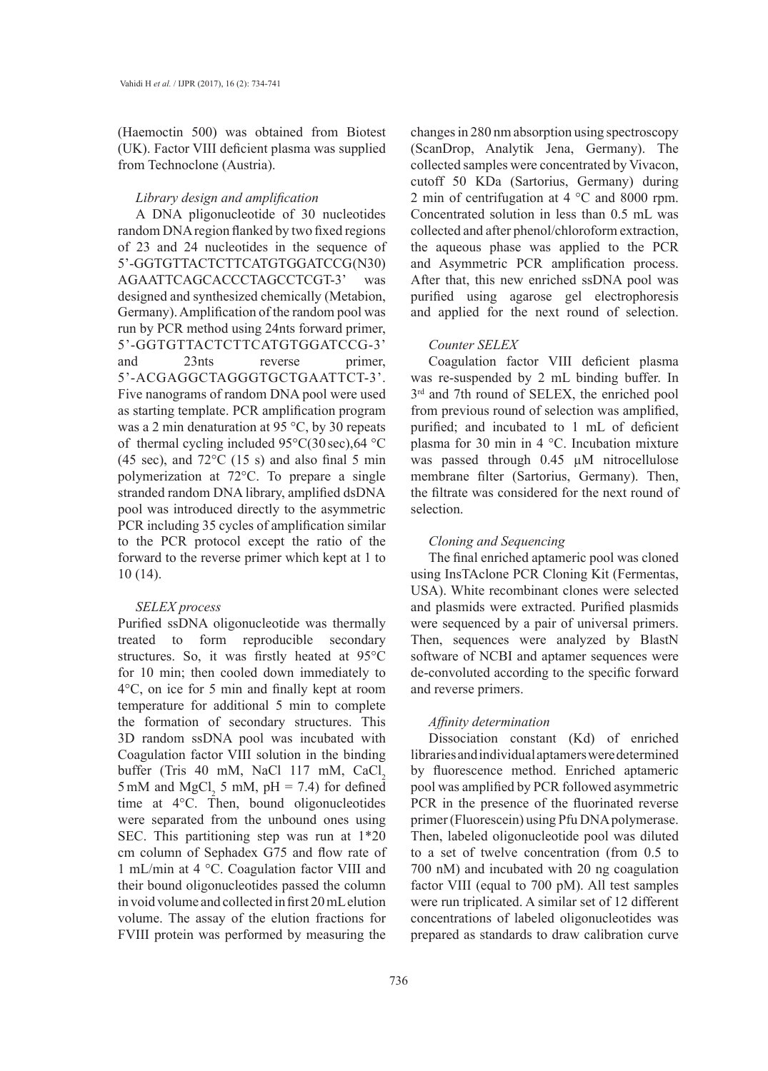(Haemoctin 500) was obtained from Biotest (UK). Factor VIII deficient plasma was supplied from Technoclone (Austria).

*Library design and amplification*

A DNA pligonucleotide of 30 nucleotides random DNA region flanked by two fixed regions of 23 and 24 nucleotides in the sequence of 5'-GGTGTTACTCTTCATGTGGATCCG(N30)AGAATTCAGCACCCTAGCCTCGT-3' was designed and synthesized chemically (Metabion, Germany). Amplification of the random pool was run by PCR method using 24nts forward primer, 5'-GGTGTTACTCTTCATGTGGATCCG-3' and 23nts reverse primer, 5'-ACGAGGCTAGGGTGCTGAATTCT-3'. Five nanograms of random DNA pool were used as starting template. PCR amplification program was a 2 min denaturation at 95 °C, by 30 repeats of thermal cycling included 95°C(30 sec),64 °C (45 sec), and 72°C (15 s) and also final 5 min polymerization at 72°C. To prepare a single stranded random DNA library, amplified dsDNA pool was introduced directly to the asymmetric PCR including 35 cycles of amplification similar to the PCR protocol except the ratio of the forward to the reverse primer which kept at 1 to 10 (14).

*SELEX process*

Purified ssDNA oligonucleotide was thermally treated to form reproducible secondary structures. So, it was firstly heated at 95°C for 10 min; then cooled down immediately to 4°C, on ice for 5 min and finally kept at room temperature for additional 5 min to complete the formation of secondary structures. This 3D random ssDNA pool was incubated with Coagulation factor VIII solution in the binding buffer (Tris 40 mM, NaCl 117 mM, $CaCl_2$ 5 mM and $MgCl_2$ 5 mM, pH = 7.4) for defined time at 4°C. Then, bound oligonucleotides were separated from the unbound ones using SEC. This partitioning step was run at 1*20 cm column of Sephadex G75 and flow rate of 1 mL/min at 4 °C. Coagulation factor VIII and their bound oligonucleotides passed the column in void volume and collected in first 20 mL elution volume. The assay of the elution fractions for FVIII protein was performed by measuring the changes in 280 nm absorption using spectroscopy (ScanDrop, Analytik Jena, Germany). The collected samples were concentrated by Vivacon, cutoff 50 KDa (Sartorius, Germany) during 2 min of centrifugation at 4 °C and 8000 rpm. Concentrated solution in less than 0.5 mL was collected and after phenol/chloroform extraction, the aqueous phase was applied to the PCR and Asymmetric PCR amplification process. After that, this new enriched ssDNA pool was purified using agarose gel electrophoresis and applied for the next round of selection.

*Counter SELEX*

Coagulation factor VIII deficient plasma was re-suspended by 2 mL binding buffer. In 3rd and 7th round of SELEX, the enriched pool from previous round of selection was amplified, purified; and incubated to 1 mL of deficient plasma for 30 min in 4 °C. Incubation mixture was passed through 0.45 µM nitrocellulose membrane filter (Sartorius, Germany). Then, the filtrate was considered for the next round of selection.

*Cloning and Sequencing*

The final enriched aptameric pool was cloned using InsTAclone PCR Cloning Kit (Fermentas, USA). White recombinant clones were selected and plasmids were extracted. Purified plasmids were sequenced by a pair of universal primers. Then, sequences were analyzed by BlastN software of NCBI and aptamer sequences were de-convoluted according to the specific forward and reverse primers.

*Affinity determination*

Dissociation constant (Kd) of enriched libraries and individual aptamers were determined by fluorescence method. Enriched aptameric pool was amplified by PCR followed asymmetric PCR in the presence of the fluorinated reverse primer (Fluorescein) using Pfu DNA polymerase. Then, labeled oligonucleotide pool was diluted to a set of twelve concentration (from 0.5 to 700 nM) and incubated with 20 ng coagulation factor VIII (equal to 700 pM). All test samples were run triplicated. A similar set of 12 different concentrations of labeled oligonucleotides was prepared as standards to draw calibration curve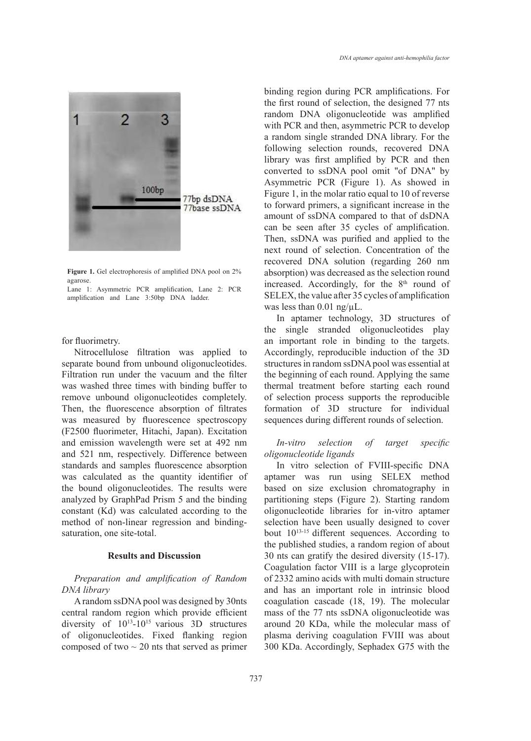**Figure 1.** Gel electrophoresis of amplified DNA pool on 2% agarose.
Lane 1: Asymmetric PCR amplification, Lane 2: PCR amplification and Lane 3:50bp DNA ladder.

for fluorimetry.

Nitrocellulose filtration was applied to separate bound from unbound oligonucleotides. Filtration run under the vacuum and the filter was washed three times with binding buffer to remove unbound oligonucleotides completely. Then, the fluorescence absorption of filtrates was measured by fluorescence spectroscopy (F2500 fluorimeter, Hitachi, Japan). Excitation and emission wavelength were set at 492 nm and 521 nm, respectively. Difference between standards and samples fluorescence absorption was calculated as the quantity identifier of the bound oligonucleotides. The results were analyzed by GraphPad Prism 5 and the binding constant (Kd) was calculated according to the method of non-linear regression and binding-saturation, one site-total.

## Results and Discussion

*Preparation and amplification of Random DNA library*

A random ssDNA pool was designed by 30nts central random region which provide efficient diversity of $10^{13}$-$10^{15}$ various 3D structures of oligonucleotides. Fixed flanking region composed of two ~ 20 nts that served as primer binding region during PCR amplifications. For the first round of selection, the designed 77 nts random DNA oligonucleotide was amplified with PCR and then, asymmetric PCR to develop a random single stranded DNA library. For the following selection rounds, recovered DNA library was first amplified by PCR and then converted to ssDNA pool omit "of DNA" by Asymmetric PCR (Figure 1). As showed in Figure 1, in the molar ratio equal to 10 of reverse to forward primers, a significant increase in the amount of ssDNA compared to that of dsDNA can be seen after 35 cycles of amplification. Then, ssDNA was purified and applied to the next round of selection. Concentration of the recovered DNA solution (regarding 260 nm absorption) was decreased as the selection round increased. Accordingly, for the 8th round of SELEX, the value after 35 cycles of amplification was less than 0.01 ng/µL.

In aptamer technology, 3D structures of the single stranded oligonucleotides play an important role in binding to the targets. Accordingly, reproducible induction of the 3D structures in random ssDNA pool was essential at the beginning of each round. Applying the same thermal treatment before starting each round of selection process supports the reproducible formation of 3D structure for individual sequences during different rounds of selection.

*In-vitro selection of target specific oligonucleotide ligands*

In vitro selection of FVIII-specific DNA aptamer was run using SELEX method based on size exclusion chromatography in partitioning steps (Figure 2). Starting random oligonucleotide libraries for in-vitro aptamer selection have been usually designed to cover bout $10^{13-15}$ different sequences. According to the published studies, a random region of about 30 nts can gratify the desired diversity (15-17). Coagulation factor VIII is a large glycoprotein of 2332 amino acids with multi domain structure and has an important role in intrinsic blood coagulation cascade (18, 19). The molecular mass of the 77 nts ssDNA oligonucleotide was around 20 KDa, while the molecular mass of plasma deriving coagulation FVIII was about 300 KDa. Accordingly, Sephadex G75 with the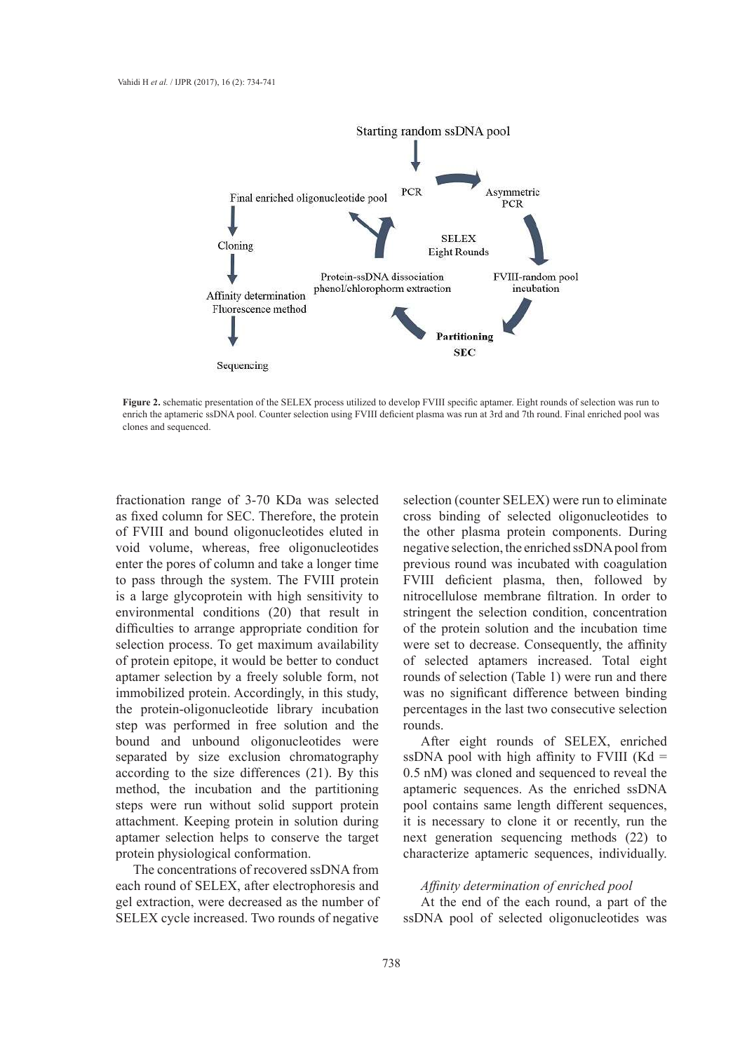Starting random ssDNA pool

PCR

Asymmetric PCR

SELEX Eight Rounds

FVIII-random pool incubation

Partitioning SEC

Protein-ssDNA dissociation phenol/chlorophorm extraction

Final enriched oligonucleotide pool

Cloning

Affinity determination Fluorescence method

Sequencing

**Figure 2.** schematic presentation of the SELEX process utilized to develop FVIII specific aptamer. Eight rounds of selection was run to enrich the aptameric ssDNA pool. Counter selection using FVIII deficient plasma was run at 3rd and 7th round. Final enriched pool was clones and sequenced.

fractionation range of 3-70 KDa was selected as fixed column for SEC. Therefore, the protein of FVIII and bound oligonucleotides eluted in void volume, whereas, free oligonucleotides enter the pores of column and take a longer time to pass through the system. The FVIII protein is a large glycoprotein with high sensitivity to environmental conditions (20) that result in difficulties to arrange appropriate condition for selection process. To get maximum availability of protein epitope, it would be better to conduct aptamer selection by a freely soluble form, not immobilized protein. Accordingly, in this study, the protein-oligonucleotide library incubation step was performed in free solution and the bound and unbound oligonucleotides were separated by size exclusion chromatography according to the size differences (21). By this method, the incubation and the partitioning steps were run without solid support protein attachment. Keeping protein in solution during aptamer selection helps to conserve the target protein physiological conformation.

The concentrations of recovered ssDNA from each round of SELEX, after electrophoresis and gel extraction, were decreased as the number of SELEX cycle increased. Two rounds of negative selection (counter SELEX) were run to eliminate cross binding of selected oligonucleotides to the other plasma protein components. During negative selection, the enriched ssDNA pool from previous round was incubated with coagulation FVIII deficient plasma, then, followed by nitrocellulose membrane filtration. In order to stringent the selection condition, concentration of the protein solution and the incubation time were set to decrease. Consequently, the affinity of selected aptamers increased. Total eight rounds of selection (Table 1) were run and there was no significant difference between binding percentages in the last two consecutive selection rounds.

After eight rounds of SELEX, enriched ssDNA pool with high affinity to FVIII (Kd = 0.5 nM) was cloned and sequenced to reveal the aptameric sequences. As the enriched ssDNA pool contains same length different sequences, it is necessary to clone it or recently, run the next generation sequencing methods (22) to characterize aptameric sequences, individually.

*Affinity determination of enriched pool*

At the end of the each round, a part of the ssDNA pool of selected oligonucleotides was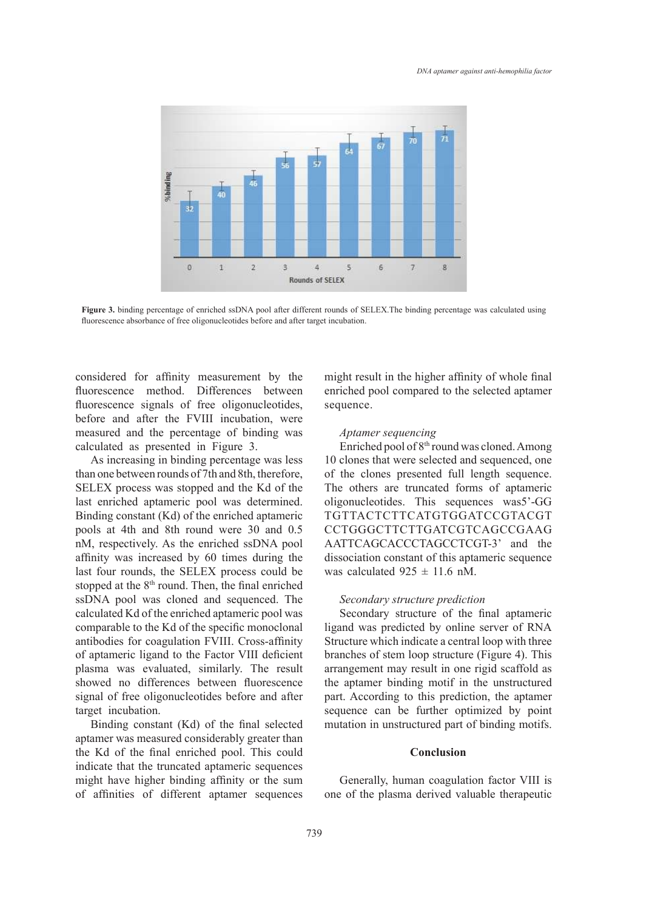**Figure 3.** binding percentage of enriched ssDNA pool after different rounds of SELEX.The binding percentage was calculated using fluorescence absorbance of free oligonucleotides before and after target incubation.

considered for affinity measurement by the fluorescence method. Differences between fluorescence signals of free oligonucleotides, before and after the FVIII incubation, were measured and the percentage of binding was calculated as presented in Figure 3.

As increasing in binding percentage was less than one between rounds of 7th and 8th, therefore, SELEX process was stopped and the Kd of the last enriched aptameric pool was determined. Binding constant (Kd) of the enriched aptameric pools at 4th and 8th round were 30 and 0.5 nM, respectively. As the enriched ssDNA pool affinity was increased by 60 times during the last four rounds, the SELEX process could be stopped at the 8th round. Then, the final enriched ssDNA pool was cloned and sequenced. The calculated Kd of the enriched aptameric pool was comparable to the Kd of the specific monoclonal antibodies for coagulation FVIII. Cross-affinity of aptameric ligand to the Factor VIII deficient plasma was evaluated, similarly. The result showed no differences between fluorescence signal of free oligonucleotides before and after target incubation.

Binding constant (Kd) of the final selected aptamer was measured considerably greater than the Kd of the final enriched pool. This could indicate that the truncated aptameric sequences might have higher binding affinity or the sum of affinities of different aptamer sequences might result in the higher affinity of whole final enriched pool compared to the selected aptamer sequence.

*Aptamer sequencing*

Enriched pool of 8th round was cloned. Among 10 clones that were selected and sequenced, one of the clones presented full length sequence. The others are truncated forms of aptameric oligonucleotides. This sequences was5'-GG TGTTACTCTTCATGTGGATCCGTACGT CCTGGGCTTCTTGATCGTCAGCCGAAG AATTCAGCACCCTAGCCTCGT-3' and the dissociation constant of this aptameric sequence was calculated 925 ± 11.6 nM.

*Secondary structure prediction*

Secondary structure of the final aptameric ligand was predicted by online server of RNA Structure which indicate a central loop with three branches of stem loop structure (Figure 4). This arrangement may result in one rigid scaffold as the aptamer binding motif in the unstructured part. According to this prediction, the aptamer sequence can be further optimized by point mutation in unstructured part of binding motifs.

## Conclusion

Generally, human coagulation factor VIII is one of the plasma derived valuable therapeutic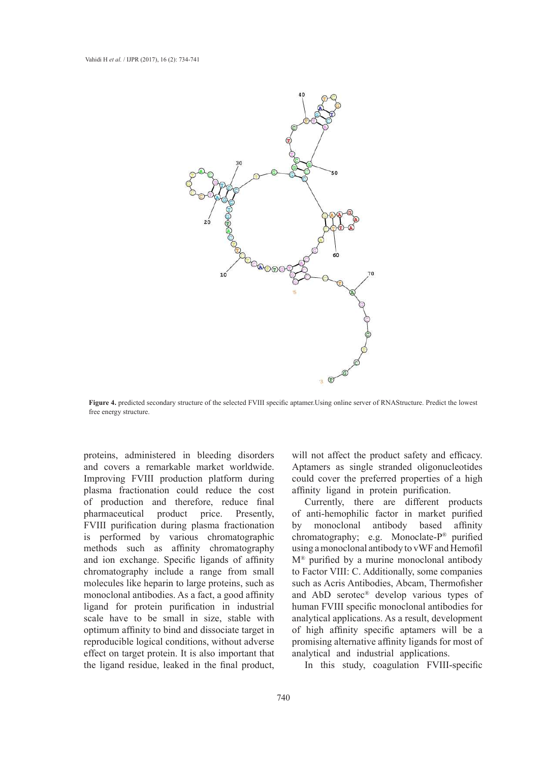**Figure 4.** predicted secondary structure of the selected FVIII specific aptamer.Using online server of RNAStructure. Predict the lowest free energy structure.

proteins, administered in bleeding disorders and covers a remarkable market worldwide. Improving FVIII production platform during plasma fractionation could reduce the cost of production and therefore, reduce final pharmaceutical product price. Presently, FVIII purification during plasma fractionation is performed by various chromatographic methods such as affinity chromatography and ion exchange. Specific ligands of affinity chromatography include a range from small molecules like heparin to large proteins, such as monoclonal antibodies. As a fact, a good affinity ligand for protein purification in industrial scale have to be small in size, stable with optimum affinity to bind and dissociate target in reproducible logical conditions, without adverse effect on target protein. It is also important that the ligand residue, leaked in the final product, will not affect the product safety and efficacy. Aptamers as single stranded oligonucleotides could cover the preferred properties of a high affinity ligand in protein purification.

Currently, there are different products of anti-hemophilic factor in market purified by monoclonal antibody based affinity chromatography; e.g. Monoclate-P® purified using a monoclonal antibody to vWF and Hemofil M® purified by a murine monoclonal antibody to Factor VIII: C. Additionally, some companies such as Acris Antibodies, Abcam, Thermofisher and AbD serotec® develop various types of human FVIII specific monoclonal antibodies for analytical applications. As a result, development of high affinity specific aptamers will be a promising alternative affinity ligands for most of analytical and industrial applications.

In this study, coagulation FVIII-specific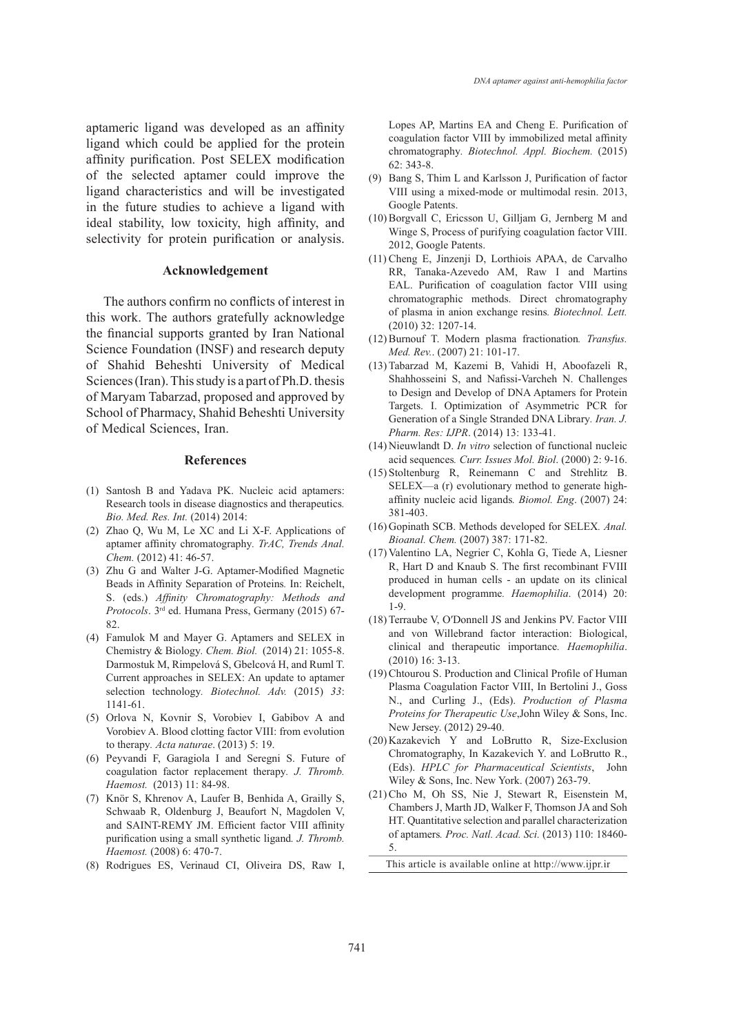aptameric ligand was developed as an affinity ligand which could be applied for the protein affinity purification. Post SELEX modification of the selected aptamer could improve the ligand characteristics and will be investigated in the future studies to achieve a ligand with ideal stability, low toxicity, high affinity, and selectivity for protein purification or analysis.

## Acknowledgement

The authors confirm no conflicts of interest in this work. The authors gratefully acknowledge the financial supports granted by Iran National Science Foundation (INSF) and research deputy of Shahid Beheshti University of Medical Sciences (Iran). This study is a part of Ph.D. thesis of Maryam Tabarzad, proposed and approved by School of Pharmacy, Shahid Beheshti University of Medical Sciences, Iran.

## References

(1) Santosh B and Yadava PK. Nucleic acid aptamers: Research tools in disease diagnostics and therapeutics. *Bio. Med. Res. Int.* (2014) 2014:

(2) Zhao Q, Wu M, Le XC and Li X-F. Applications of aptamer affinity chromatography. *TrAC, Trends Anal. Chem.* (2012) 41: 46-57.

(3) Zhu G and Walter J-G. Aptamer-Modified Magnetic Beads in Affinity Separation of Proteins. In: Reichelt, S. (eds.) *Affinity Chromatography: Methods and Protocols*. 3rd ed. Humana Press, Germany (2015) 67-82.

(4) Famulok M and Mayer G. Aptamers and SELEX in Chemistry & Biology. *Chem. Biol.* (2014) 21: 1055-8. Darmostuk M, Rimpelová S, Gbelcová H, and Ruml T. Current approaches in SELEX: An update to aptamer selection technology. *Biotechnol. Adv.* (2015) *33*: 1141-61.

(5) Orlova N, Kovnir S, Vorobiev I, Gabibov A and Vorobiev A. Blood clotting factor VIII: from evolution to therapy. *Acta naturae*. (2013) 5: 19.

(6) Peyvandi F, Garagiola I and Seregni S. Future of coagulation factor replacement therapy. *J. Thromb. Haemost.* (2013) 11: 84-98.

(7) Knör S, Khrenov A, Laufer B, Benhida A, Grailly S, Schwaab R, Oldenburg J, Beaufort N, Magdolen V, and SAINT-REMY JM. Efficient factor VIII affinity purification using a small synthetic ligand. *J. Thromb. Haemost.* (2008) 6: 470-7.

(8) Rodrigues ES, Verinaud CI, Oliveira DS, Raw I, Lopes AP, Martins EA and Cheng E. Purification of coagulation factor VIII by immobilized metal affinity chromatography. *Biotechnol. Appl. Biochem.* (2015) 62: 343-8.

(9) Bang S, Thim L and Karlsson J, Purification of factor VIII using a mixed-mode or multimodal resin. 2013, Google Patents.

(10) Borgvall C, Ericsson U, Gilljam G, Jernberg M and Winge S, Process of purifying coagulation factor VIII. 2012, Google Patents.

(11) Cheng E, Jinzenji D, Lorthiois APAA, de Carvalho RR, Tanaka-Azevedo AM, Raw I and Martins EAL. Purification of coagulation factor VIII using chromatographic methods. Direct chromatography of plasma in anion exchange resins. *Biotechnol. Lett.* (2010) 32: 1207-14.

(12) Burnouf T. Modern plasma fractionation. *Transfus. Med. Rev.*. (2007) 21: 101-17.

(13) Tabarzad M, Kazemi B, Vahidi H, Aboofazeli R, Shahhosseini S, and Nafissi-Varcheh N. Challenges to Design and Develop of DNA Aptamers for Protein Targets. I. Optimization of Asymmetric PCR for Generation of a Single Stranded DNA Library. *Iran. J. Pharm. Res: IJPR*. (2014) 13: 133-41.

(14) Nieuwlandt D. *In vitro* selection of functional nucleic acid sequences. *Curr. Issues Mol. Biol*. (2000) 2: 9-16.

(15) Stoltenburg R, Reinemann C and Strehlitz B. SELEX—a (r) evolutionary method to generate high-affinity nucleic acid ligands. *Biomol. Eng*. (2007) 24: 381-403.

(16) Gopinath SCB. Methods developed for SELEX. *Anal. Bioanal. Chem.* (2007) 387: 171-82.

(17) Valentino LA, Negrier C, Kohla G, Tiede A, Liesner R, Hart D and Knaub S. The first recombinant FVIII produced in human cells - an update on its clinical development programme. *Haemophilia*. (2014) 20: 1-9.

(18) Terraube V, O'Donnell JS and Jenkins PV. Factor VIII and von Willebrand factor interaction: Biological, clinical and therapeutic importance. *Haemophilia*. (2010) 16: 3-13.

(19) Chtourou S. Production and Clinical Profile of Human Plasma Coagulation Factor VIII, In Bertolini J., Goss N., and Curling J., (Eds). *Production of Plasma Proteins for Therapeutic Use*,John Wiley & Sons, Inc. New Jersey. (2012) 29-40.

(20) Kazakevich Y and LoBrutto R, Size-Exclusion Chromatography, In Kazakevich Y. and LoBrutto R., (Eds). *HPLC for Pharmaceutical Scientists*, John Wiley & Sons, Inc. New York. (2007) 263-79.

(21) Cho M, Oh SS, Nie J, Stewart R, Eisenstein M, Chambers J, Marth JD, Walker F, Thomson JA and Soh HT. Quantitative selection and parallel characterization of aptamers. *Proc. Natl. Acad. Sci.* (2013) 110: 18460-5.

This article is available online at http://www.ijpr.ir